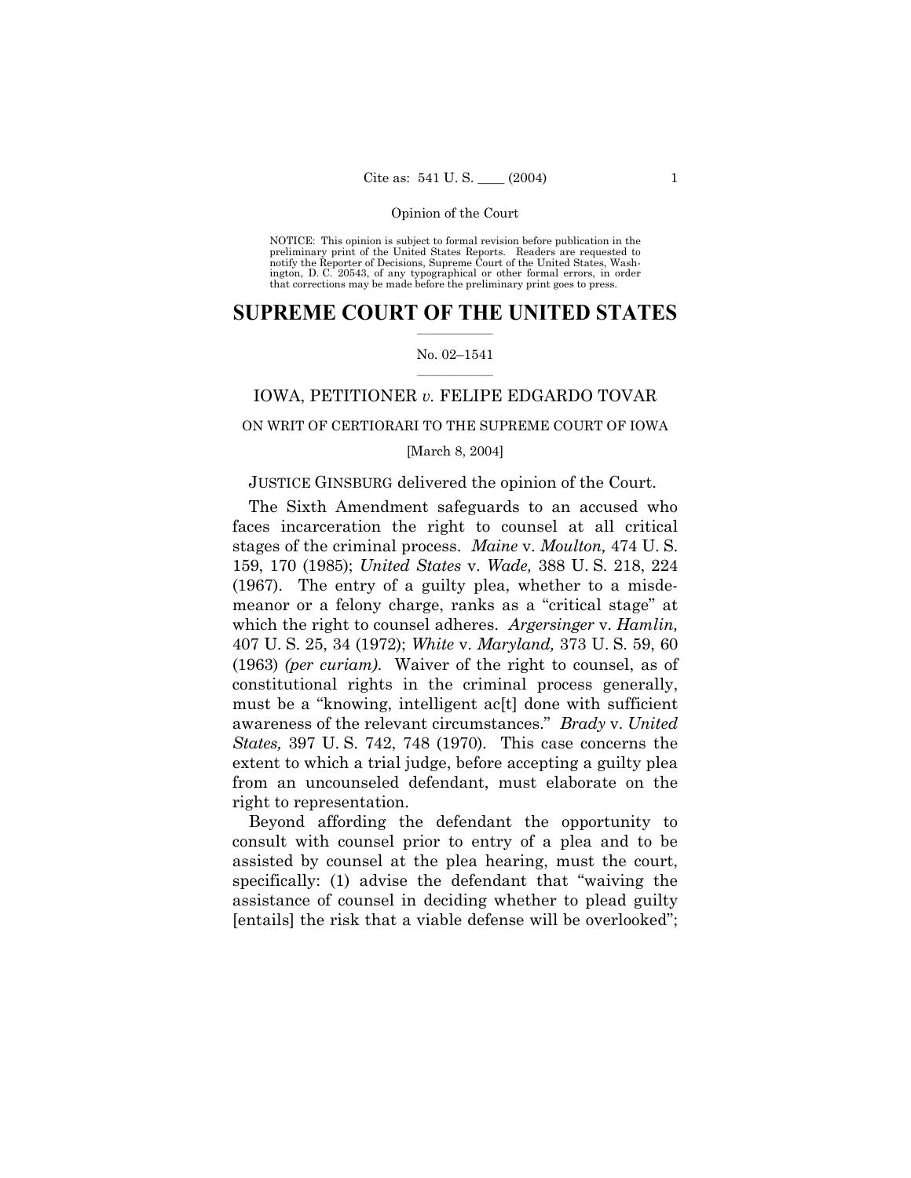NOTICE: This opinion is subject to formal revision before publication in the preliminary print of the United States Reports. Readers are requested to notify the Reporter of Decisions, Supreme Court of the United States, Washington, D. C. 20543, of any typographical or other formal errors, in order that corrections may be made before the preliminary print goes to press.

# SUPREME COURT OF THE UNITED STATES

No. 02–1541

## IOWA, PETITIONER *v.* FELIPE EDGARDO TOVAR

ON WRIT OF CERTIORARI TO THE SUPREME COURT OF IOWA

[March 8, 2004]

JUSTICE GINSBURG delivered the opinion of the Court.

The Sixth Amendment safeguards to an accused who faces incarceration the right to counsel at all critical stages of the criminal process. *Maine* v. *Moulton,* 474 U. S. 159, 170 (1985); *United States* v. *Wade,* 388 U. S. 218, 224 (1967). The entry of a guilty plea, whether to a misdemeanor or a felony charge, ranks as a "critical stage" at which the right to counsel adheres. *Argersinger* v. *Hamlin,* 407 U. S. 25, 34 (1972); *White* v. *Maryland,* 373 U. S. 59, 60 (1963) *(per curiam).* Waiver of the right to counsel, as of constitutional rights in the criminal process generally, must be a "knowing, intelligent ac[t] done with sufficient awareness of the relevant circumstances." *Brady* v. *United States,* 397 U. S. 742, 748 (1970). This case concerns the extent to which a trial judge, before accepting a guilty plea from an uncounseled defendant, must elaborate on the right to representation.

Beyond affording the defendant the opportunity to consult with counsel prior to entry of a plea and to be assisted by counsel at the plea hearing, must the court, specifically: (1) advise the defendant that "waiving the assistance of counsel in deciding whether to plead guilty [entails] the risk that a viable defense will be overlooked";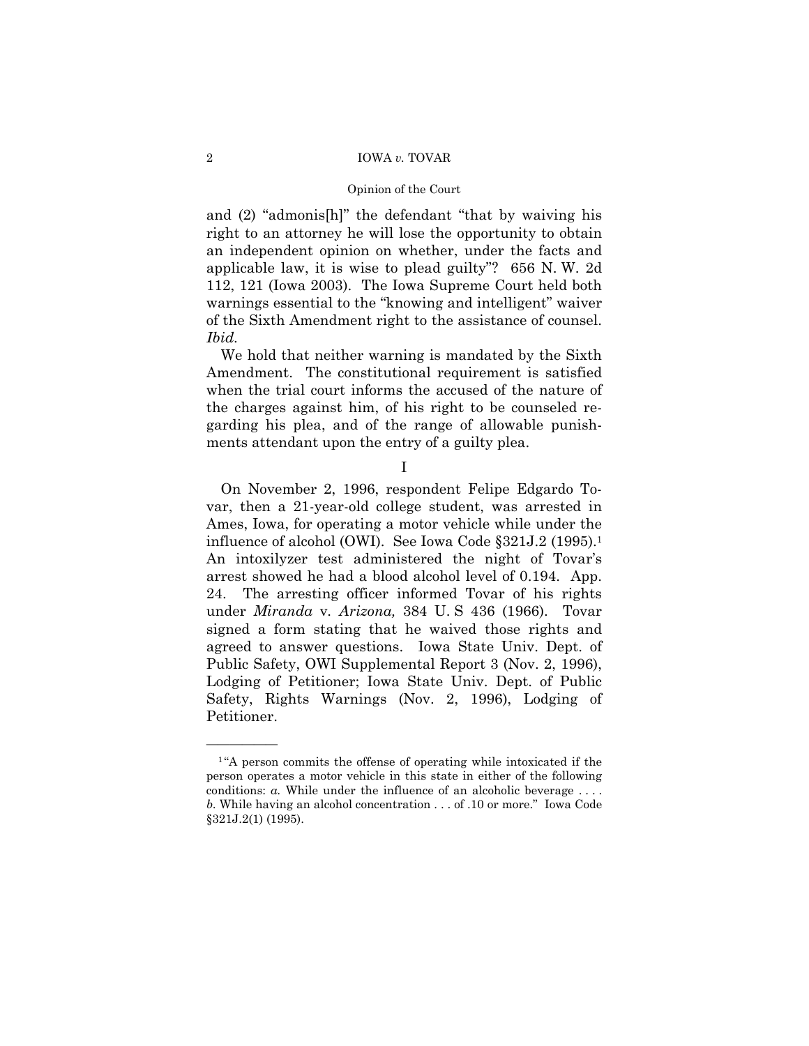and (2) "admonis[h]" the defendant "that by waiving his right to an attorney he will lose the opportunity to obtain an independent opinion on whether, under the facts and applicable law, it is wise to plead guilty"? 656 N. W. 2d 112, 121 (Iowa 2003). The Iowa Supreme Court held both warnings essential to the "knowing and intelligent" waiver of the Sixth Amendment right to the assistance of counsel. *Ibid.*

We hold that neither warning is mandated by the Sixth Amendment. The constitutional requirement is satisfied when the trial court informs the accused of the nature of the charges against him, of his right to be counseled regarding his plea, and of the range of allowable punishments attendant upon the entry of a guilty plea.

## I

On November 2, 1996, respondent Felipe Edgardo Tovar, then a 21-year-old college student, was arrested in Ames, Iowa, for operating a motor vehicle while under the influence of alcohol (OWI). See Iowa Code §321J.2 (1995).[1] An intoxilyzer test administered the night of Tovar's arrest showed he had a blood alcohol level of 0.194. App. 24. The arresting officer informed Tovar of his rights under *Miranda* v. *Arizona,* 384 U. S 436 (1966). Tovar signed a form stating that he waived those rights and agreed to answer questions. Iowa State Univ. Dept. of Public Safety, OWI Supplemental Report 3 (Nov. 2, 1996), Lodging of Petitioner; Iowa State Univ. Dept. of Public Safety, Rights Warnings (Nov. 2, 1996), Lodging of Petitioner.

---

[1] "A person commits the offense of operating while intoxicated if the person operates a motor vehicle in this state in either of the following conditions: *a.* While under the influence of an alcoholic beverage . . . . *b.* While having an alcohol concentration . . . of .10 or more." Iowa Code §321J.2(1) (1995).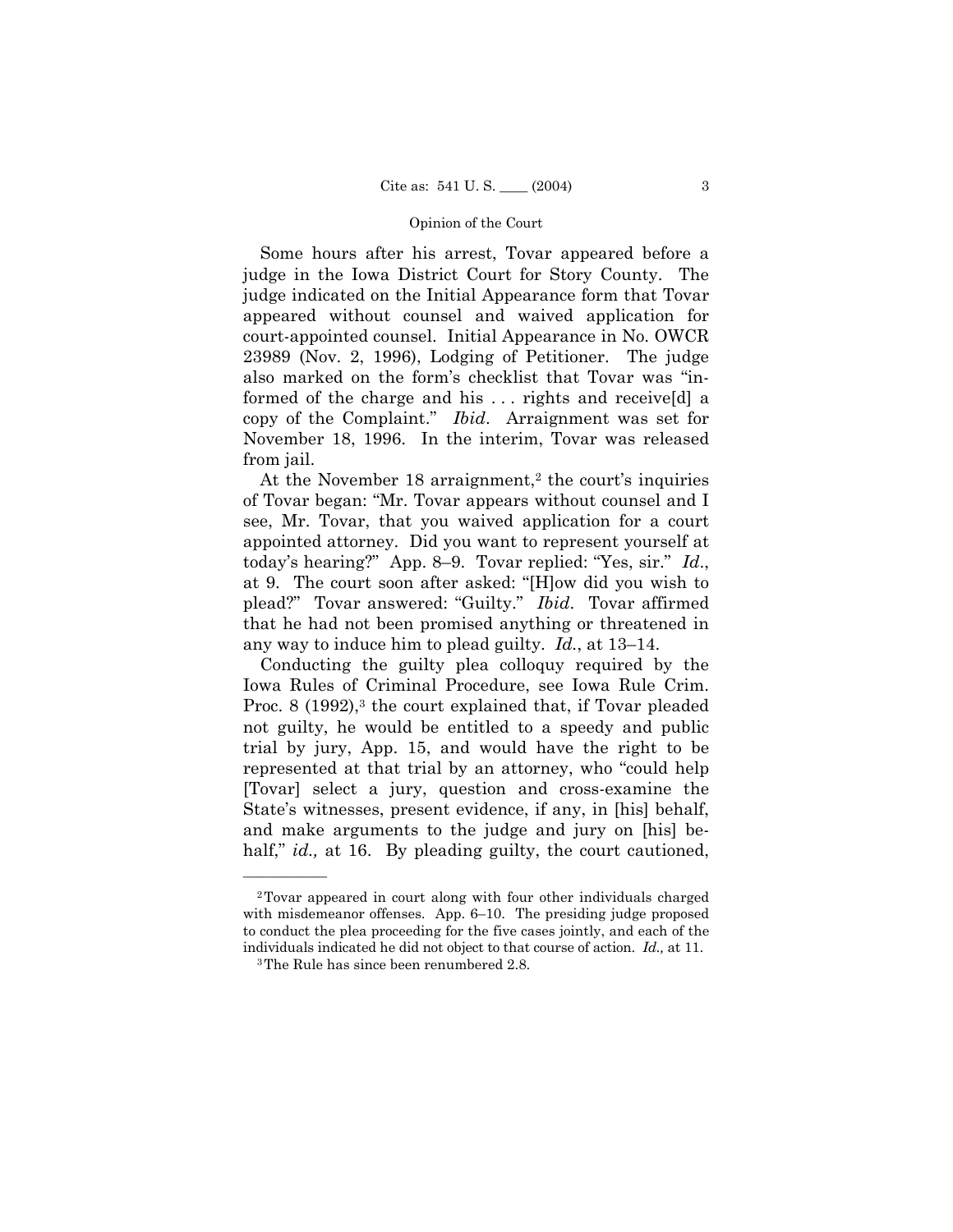Some hours after his arrest, Tovar appeared before a judge in the Iowa District Court for Story County. The judge indicated on the Initial Appearance form that Tovar appeared without counsel and waived application for court-appointed counsel. Initial Appearance in No. OWCR 23989 (Nov. 2, 1996), Lodging of Petitioner. The judge also marked on the form's checklist that Tovar was "informed of the charge and his . . . rights and receive[d] a copy of the Complaint." *Ibid*. Arraignment was set for November 18, 1996. In the interim, Tovar was released from jail.

At the November 18 arraignment,[2] the court's inquiries of Tovar began: "Mr. Tovar appears without counsel and I see, Mr. Tovar, that you waived application for a court appointed attorney. Did you want to represent yourself at today's hearing?" App. 8–9. Tovar replied: "Yes, sir." *Id*., at 9. The court soon after asked: "[H]ow did you wish to plead?" Tovar answered: "Guilty." *Ibid*. Tovar affirmed that he had not been promised anything or threatened in any way to induce him to plead guilty. *Id*., at 13–14.

Conducting the guilty plea colloquy required by the Iowa Rules of Criminal Procedure, see Iowa Rule Crim. Proc. 8 (1992),[3] the court explained that, if Tovar pleaded not guilty, he would be entitled to a speedy and public trial by jury, App. 15, and would have the right to be represented at that trial by an attorney, who "could help [Tovar] select a jury, question and cross-examine the State's witnesses, present evidence, if any, in [his] behalf, and make arguments to the judge and jury on [his] behalf," *id.,* at 16. By pleading guilty, the court cautioned,

---

[2] Tovar appeared in court along with four other individuals charged with misdemeanor offenses. App. 6–10. The presiding judge proposed to conduct the plea proceeding for the five cases jointly, and each of the individuals indicated he did not object to that course of action. *Id.,* at 11.

[3] The Rule has since been renumbered 2.8.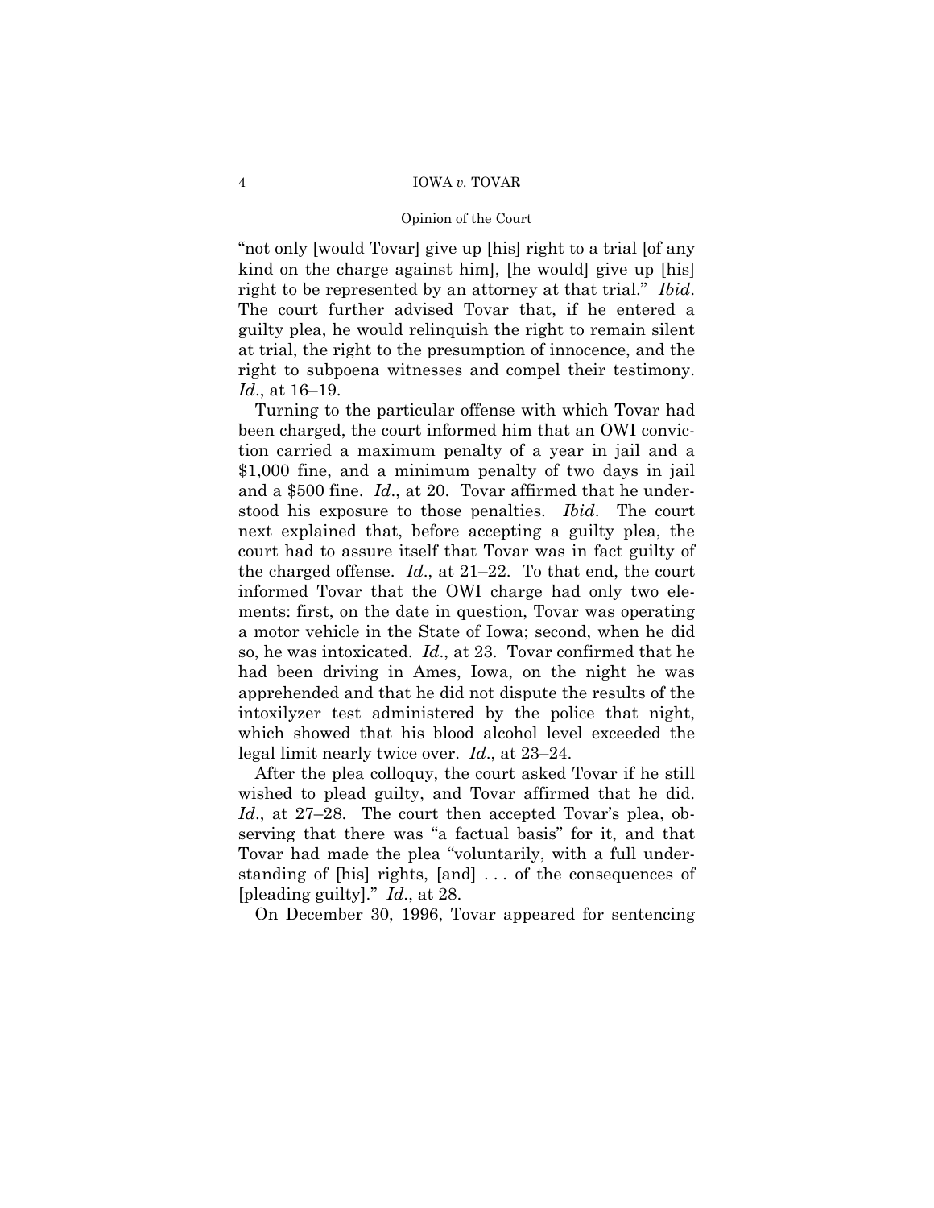"not only [would Tovar] give up [his] right to a trial [of any kind on the charge against him], [he would] give up [his] right to be represented by an attorney at that trial." *Ibid*. The court further advised Tovar that, if he entered a guilty plea, he would relinquish the right to remain silent at trial, the right to the presumption of innocence, and the right to subpoena witnesses and compel their testimony. *Id*., at 16–19.

Turning to the particular offense with which Tovar had been charged, the court informed him that an OWI conviction carried a maximum penalty of a year in jail and a $1,000 fine, and a minimum penalty of two days in jail and a $500 fine. *Id*., at 20. Tovar affirmed that he understood his exposure to those penalties. *Ibid*. The court next explained that, before accepting a guilty plea, the court had to assure itself that Tovar was in fact guilty of the charged offense. *Id*., at 21–22. To that end, the court informed Tovar that the OWI charge had only two elements: first, on the date in question, Tovar was operating a motor vehicle in the State of Iowa; second, when he did so, he was intoxicated. *Id*., at 23. Tovar confirmed that he had been driving in Ames, Iowa, on the night he was apprehended and that he did not dispute the results of the intoxilyzer test administered by the police that night, which showed that his blood alcohol level exceeded the legal limit nearly twice over. *Id*., at 23–24.

After the plea colloquy, the court asked Tovar if he still wished to plead guilty, and Tovar affirmed that he did. *Id*., at 27–28. The court then accepted Tovar's plea, observing that there was "a factual basis" for it, and that Tovar had made the plea "voluntarily, with a full understanding of [his] rights, [and] . . . of the consequences of [pleading guilty]." *Id*., at 28.

On December 30, 1996, Tovar appeared for sentencing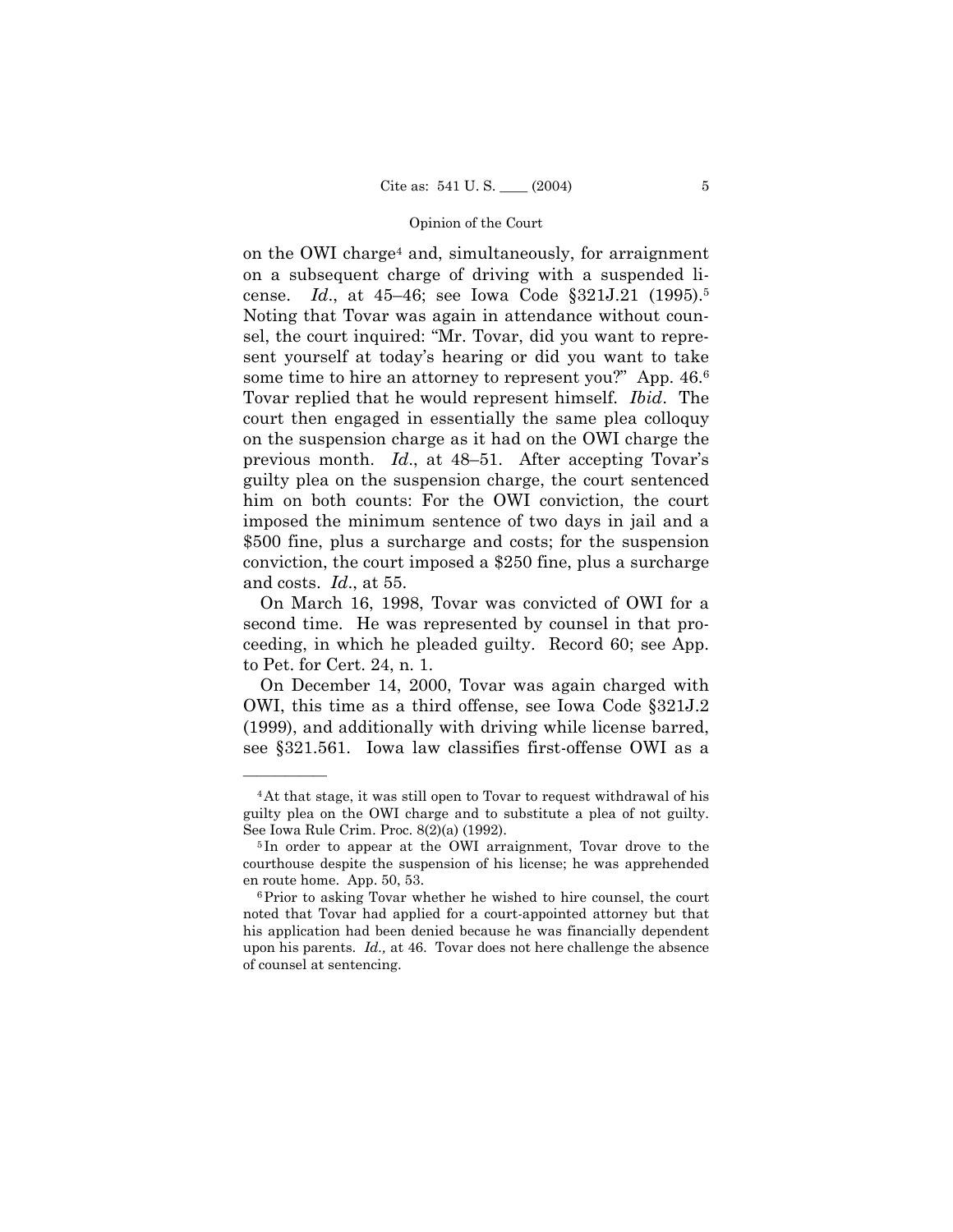on the OWI charge[4] and, simultaneously, for arraignment on a subsequent charge of driving with a suspended license. *Id*., at 45–46; see Iowa Code §321J.21 (1995).[5] Noting that Tovar was again in attendance without counsel, the court inquired: "Mr. Tovar, did you want to represent yourself at today's hearing or did you want to take some time to hire an attorney to represent you?" App. 46.[6] Tovar replied that he would represent himself. *Ibid*. The court then engaged in essentially the same plea colloquy on the suspension charge as it had on the OWI charge the previous month. *Id*., at 48–51. After accepting Tovar's guilty plea on the suspension charge, the court sentenced him on both counts: For the OWI conviction, the court imposed the minimum sentence of two days in jail and a $500 fine, plus a surcharge and costs; for the suspension conviction, the court imposed a $250 fine, plus a surcharge and costs. *Id*., at 55.

On March 16, 1998, Tovar was convicted of OWI for a second time. He was represented by counsel in that proceeding, in which he pleaded guilty. Record 60; see App. to Pet. for Cert. 24, n. 1.

On December 14, 2000, Tovar was again charged with OWI, this time as a third offense, see Iowa Code §321J.2 (1999), and additionally with driving while license barred, see §321.561. Iowa law classifies first-offense OWI as a

---

[4] At that stage, it was still open to Tovar to request withdrawal of his guilty plea on the OWI charge and to substitute a plea of not guilty. See Iowa Rule Crim. Proc. 8(2)(a) (1992).

[5] In order to appear at the OWI arraignment, Tovar drove to the courthouse despite the suspension of his license; he was apprehended en route home. App. 50, 53.

[6] Prior to asking Tovar whether he wished to hire counsel, the court noted that Tovar had applied for a court-appointed attorney but that his application had been denied because he was financially dependent upon his parents. *Id.,* at 46. Tovar does not here challenge the absence of counsel at sentencing.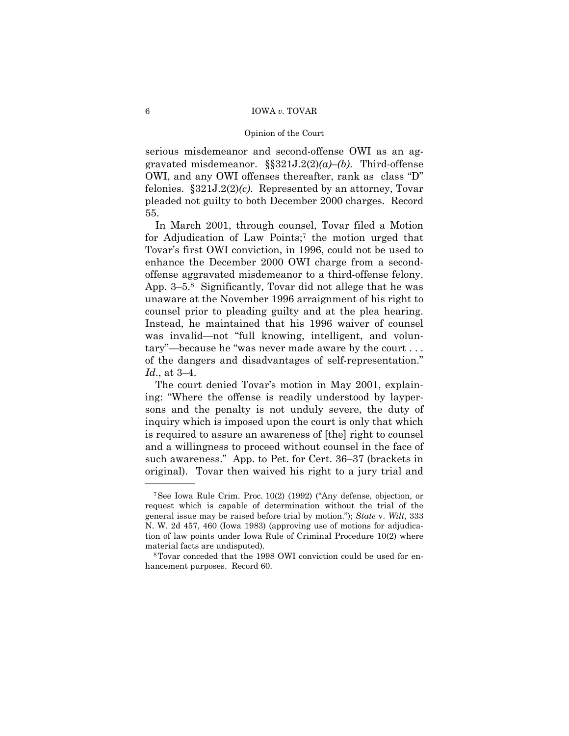serious misdemeanor and second-offense OWI as an aggravated misdemeanor. §§321J.2(2)*(a)*–*(b)*. Third-offense OWI, and any OWI offenses thereafter, rank as class "D" felonies. §321J.2(2)*(c)*. Represented by an attorney, Tovar pleaded not guilty to both December 2000 charges. Record 55.

In March 2001, through counsel, Tovar filed a Motion for Adjudication of Law Points;[7] the motion urged that Tovar's first OWI conviction, in 1996, could not be used to enhance the December 2000 OWI charge from a second-offense aggravated misdemeanor to a third-offense felony. App. 3–5.[8] Significantly, Tovar did not allege that he was unaware at the November 1996 arraignment of his right to counsel prior to pleading guilty and at the plea hearing. Instead, he maintained that his 1996 waiver of counsel was invalid—not "full knowing, intelligent, and voluntary"—because he "was never made aware by the court . . . of the dangers and disadvantages of self-representation." *Id*., at 3–4.

The court denied Tovar's motion in May 2001, explaining: "Where the offense is readily understood by laypersons and the penalty is not unduly severe, the duty of inquiry which is imposed upon the court is only that which is required to assure an awareness of [the] right to counsel and a willingness to proceed without counsel in the face of such awareness." App. to Pet. for Cert. 36–37 (brackets in original). Tovar then waived his right to a jury trial and

---

[7] See Iowa Rule Crim. Proc. 10(2) (1992) ("Any defense, objection, or request which is capable of determination without the trial of the general issue may be raised before trial by motion."); *State* v. *Wilt*, 333 N. W. 2d 457, 460 (Iowa 1983) (approving use of motions for adjudication of law points under Iowa Rule of Criminal Procedure 10(2) where material facts are undisputed).

[8] Tovar conceded that the 1998 OWI conviction could be used for enhancement purposes. Record 60.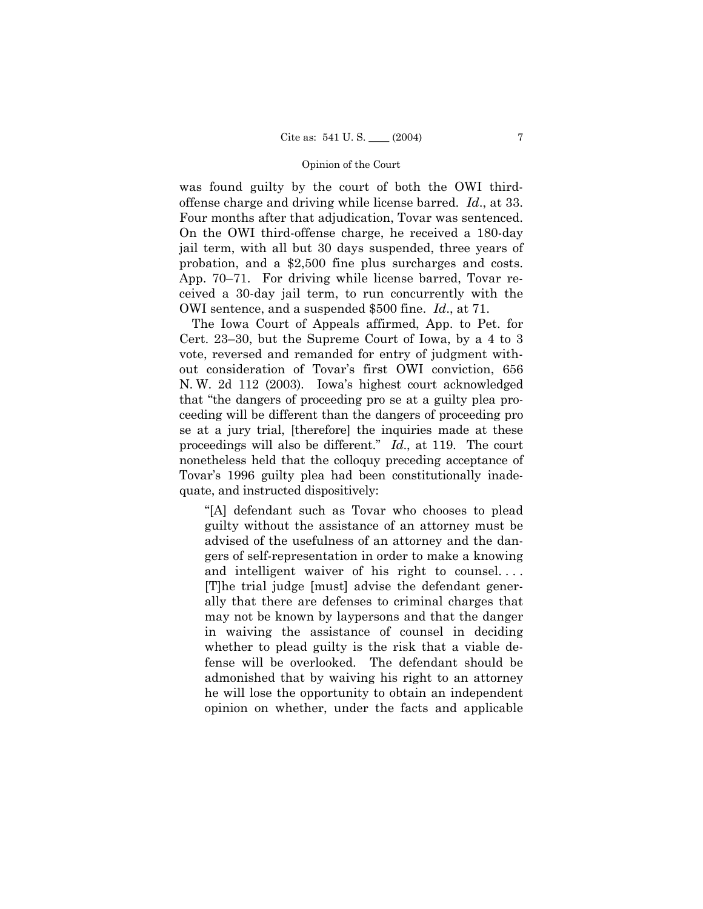was found guilty by the court of both the OWI third-offense charge and driving while license barred. *Id*., at 33. Four months after that adjudication, Tovar was sentenced. On the OWI third-offense charge, he received a 180-day jail term, with all but 30 days suspended, three years of probation, and a $2,500 fine plus surcharges and costs. App. 70–71. For driving while license barred, Tovar received a 30-day jail term, to run concurrently with the OWI sentence, and a suspended $500 fine. *Id*., at 71.

The Iowa Court of Appeals affirmed, App. to Pet. for Cert. 23–30, but the Supreme Court of Iowa, by a 4 to 3 vote, reversed and remanded for entry of judgment without consideration of Tovar's first OWI conviction, 656 N. W. 2d 112 (2003). Iowa's highest court acknowledged that "the dangers of proceeding pro se at a guilty plea proceeding will be different than the dangers of proceeding pro se at a jury trial, [therefore] the inquiries made at these proceedings will also be different." *Id*., at 119. The court nonetheless held that the colloquy preceding acceptance of Tovar's 1996 guilty plea had been constitutionally inadequate, and instructed dispositively:

> "[A] defendant such as Tovar who chooses to plead guilty without the assistance of an attorney must be advised of the usefulness of an attorney and the dangers of self-representation in order to make a knowing and intelligent waiver of his right to counsel. . . . [T]he trial judge [must] advise the defendant generally that there are defenses to criminal charges that may not be known by laypersons and that the danger in waiving the assistance of counsel in deciding whether to plead guilty is the risk that a viable defense will be overlooked. The defendant should be admonished that by waiving his right to an attorney he will lose the opportunity to obtain an independent opinion on whether, under the facts and applicable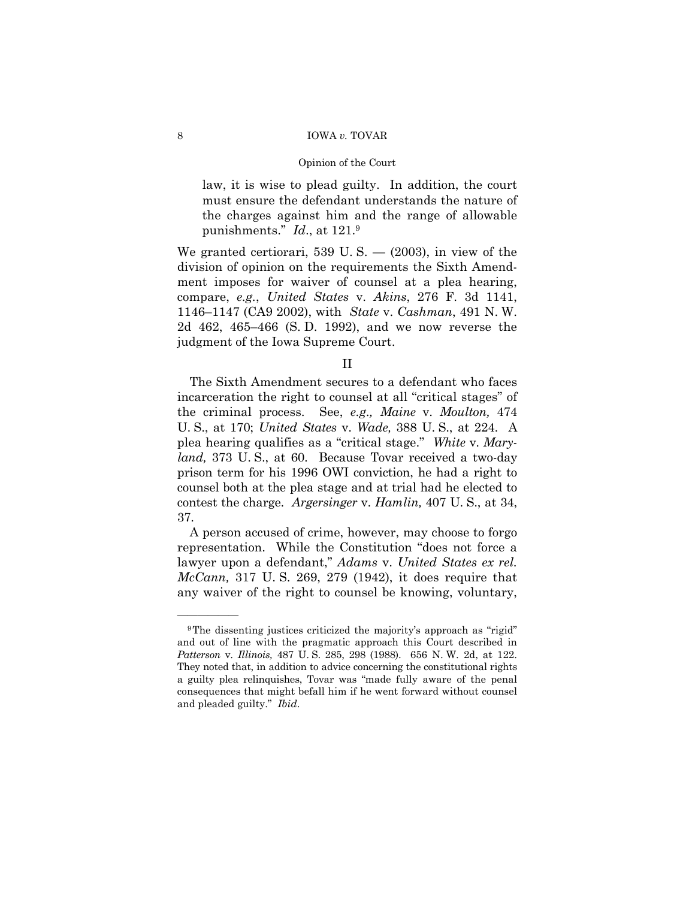> law, it is wise to plead guilty. In addition, the court must ensure the defendant understands the nature of the charges against him and the range of allowable punishments." *Id*., at 121.[9]

We granted certiorari, 539 U. S. — (2003), in view of the division of opinion on the requirements the Sixth Amendment imposes for waiver of counsel at a plea hearing, compare, *e.g.*, *United States* v. *Akins*, 276 F. 3d 1141, 1146–1147 (CA9 2002), with *State* v. *Cashman*, 491 N. W. 2d 462, 465–466 (S. D. 1992), and we now reverse the judgment of the Iowa Supreme Court.

## II

The Sixth Amendment secures to a defendant who faces incarceration the right to counsel at all "critical stages" of the criminal process. See, *e.g., Maine* v. *Moulton,* 474 U. S., at 170; *United States* v. *Wade,* 388 U. S., at 224. A plea hearing qualifies as a "critical stage." *White* v. *Maryland,* 373 U. S., at 60. Because Tovar received a two-day prison term for his 1996 OWI conviction, he had a right to counsel both at the plea stage and at trial had he elected to contest the charge. *Argersinger* v. *Hamlin,* 407 U. S., at 34, 37.

A person accused of crime, however, may choose to forgo representation. While the Constitution "does not force a lawyer upon a defendant," *Adams* v. *United States ex rel. McCann,* 317 U. S. 269, 279 (1942), it does require that any waiver of the right to counsel be knowing, voluntary,

---

[9] The dissenting justices criticized the majority's approach as "rigid" and out of line with the pragmatic approach this Court described in *Patterson* v. *Illinois,* 487 U. S. 285, 298 (1988). 656 N. W. 2d, at 122. They noted that, in addition to advice concerning the constitutional rights a guilty plea relinquishes, Tovar was "made fully aware of the penal consequences that might befall him if he went forward without counsel and pleaded guilty." *Ibid*.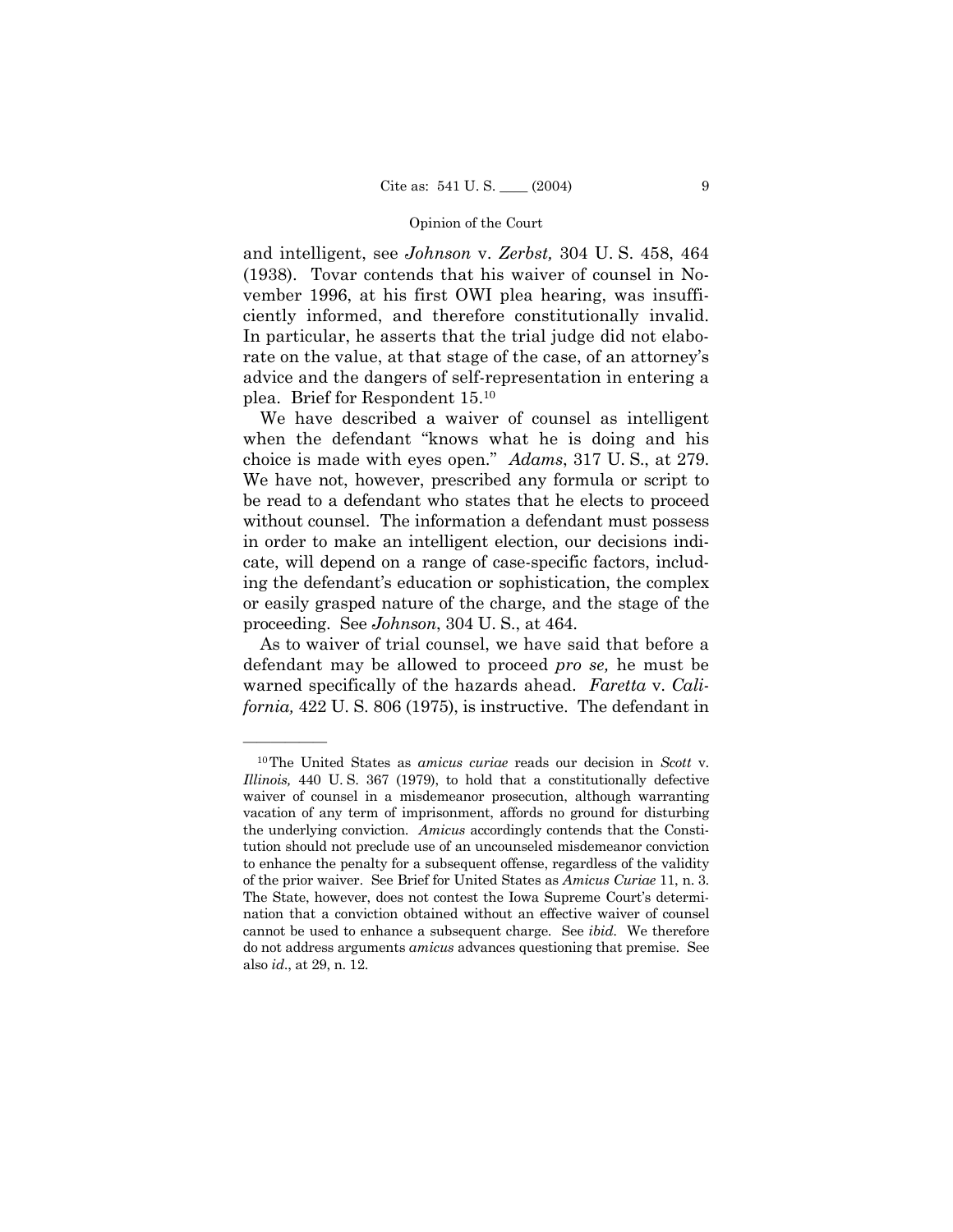and intelligent, see *Johnson* v. *Zerbst,* 304 U. S. 458, 464 (1938). Tovar contends that his waiver of counsel in November 1996, at his first OWI plea hearing, was insufficiently informed, and therefore constitutionally invalid. In particular, he asserts that the trial judge did not elaborate on the value, at that stage of the case, of an attorney's advice and the dangers of self-representation in entering a plea. Brief for Respondent 15.[10]

We have described a waiver of counsel as intelligent when the defendant "knows what he is doing and his choice is made with eyes open." *Adams*, 317 U. S., at 279. We have not, however, prescribed any formula or script to be read to a defendant who states that he elects to proceed without counsel. The information a defendant must possess in order to make an intelligent election, our decisions indicate, will depend on a range of case-specific factors, including the defendant's education or sophistication, the complex or easily grasped nature of the charge, and the stage of the proceeding. See *Johnson*, 304 U. S., at 464.

As to waiver of trial counsel, we have said that before a defendant may be allowed to proceed *pro se,* he must be warned specifically of the hazards ahead. *Faretta* v. *California,* 422 U. S. 806 (1975), is instructive. The defendant in

---

[10] The United States as *amicus curiae* reads our decision in *Scott* v. *Illinois,* 440 U. S. 367 (1979), to hold that a constitutionally defective waiver of counsel in a misdemeanor prosecution, although warranting vacation of any term of imprisonment, affords no ground for disturbing the underlying conviction. *Amicus* accordingly contends that the Constitution should not preclude use of an uncounseled misdemeanor conviction to enhance the penalty for a subsequent offense, regardless of the validity of the prior waiver. See Brief for United States as *Amicus Curiae* 11, n. 3. The State, however, does not contest the Iowa Supreme Court's determination that a conviction obtained without an effective waiver of counsel cannot be used to enhance a subsequent charge. See *ibid.* We therefore do not address arguments *amicus* advances questioning that premise. See also *id.*, at 29, n. 12.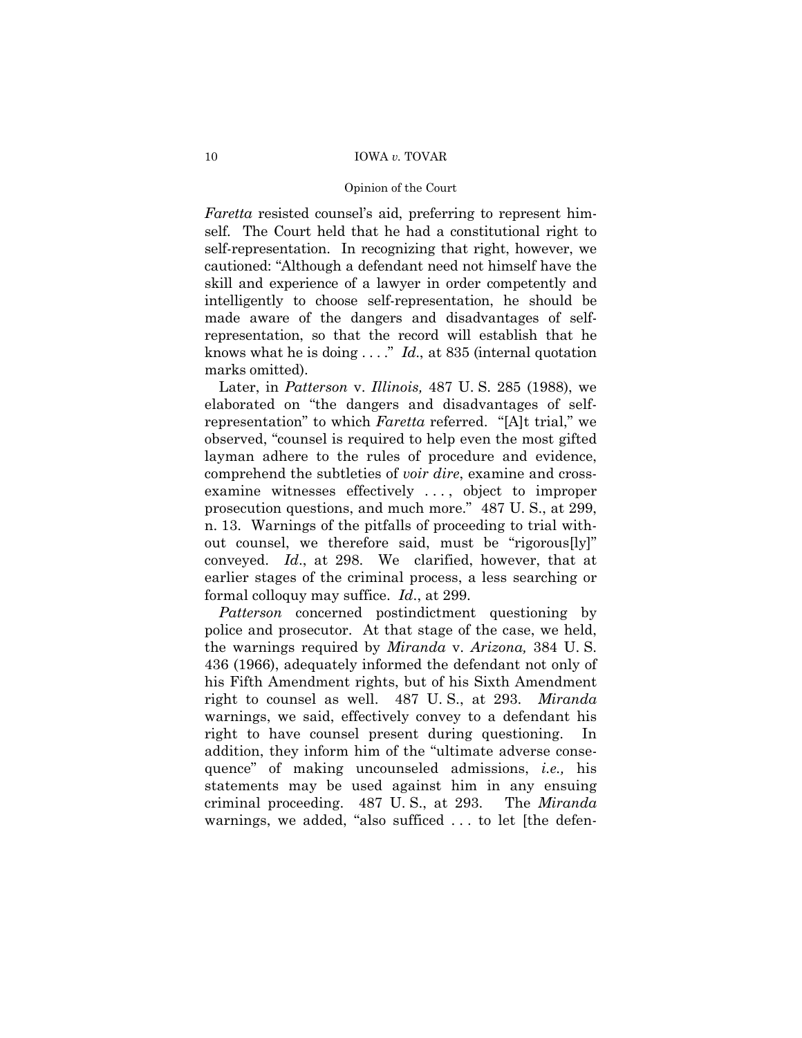*Faretta* resisted counsel's aid, preferring to represent himself. The Court held that he had a constitutional right to self-representation. In recognizing that right, however, we cautioned: "Although a defendant need not himself have the skill and experience of a lawyer in order competently and intelligently to choose self-representation, he should be made aware of the dangers and disadvantages of self-representation, so that the record will establish that he knows what he is doing . . . ." *Id*., at 835 (internal quotation marks omitted).

Later, in *Patterson* v. *Illinois,* 487 U. S. 285 (1988), we elaborated on "the dangers and disadvantages of self-representation" to which *Faretta* referred. "[A]t trial," we observed, "counsel is required to help even the most gifted layman adhere to the rules of procedure and evidence, comprehend the subtleties of *voir dire*, examine and cross-examine witnesses effectively . . . , object to improper prosecution questions, and much more." 487 U. S., at 299, n. 13. Warnings of the pitfalls of proceeding to trial without counsel, we therefore said, must be "rigorous[ly]" conveyed. *Id*., at 298. We clarified, however, that at earlier stages of the criminal process, a less searching or formal colloquy may suffice. *Id*., at 299.

*Patterson* concerned postindictment questioning by police and prosecutor. At that stage of the case, we held, the warnings required by *Miranda* v. *Arizona,* 384 U. S. 436 (1966), adequately informed the defendant not only of his Fifth Amendment rights, but of his Sixth Amendment right to counsel as well. 487 U. S., at 293. *Miranda* warnings, we said, effectively convey to a defendant his right to have counsel present during questioning. In addition, they inform him of the "ultimate adverse consequence" of making uncounseled admissions, *i.e.,* his statements may be used against him in any ensuing criminal proceeding. 487 U. S., at 293. The *Miranda* warnings, we added, "also sufficed . . . to let [the defen-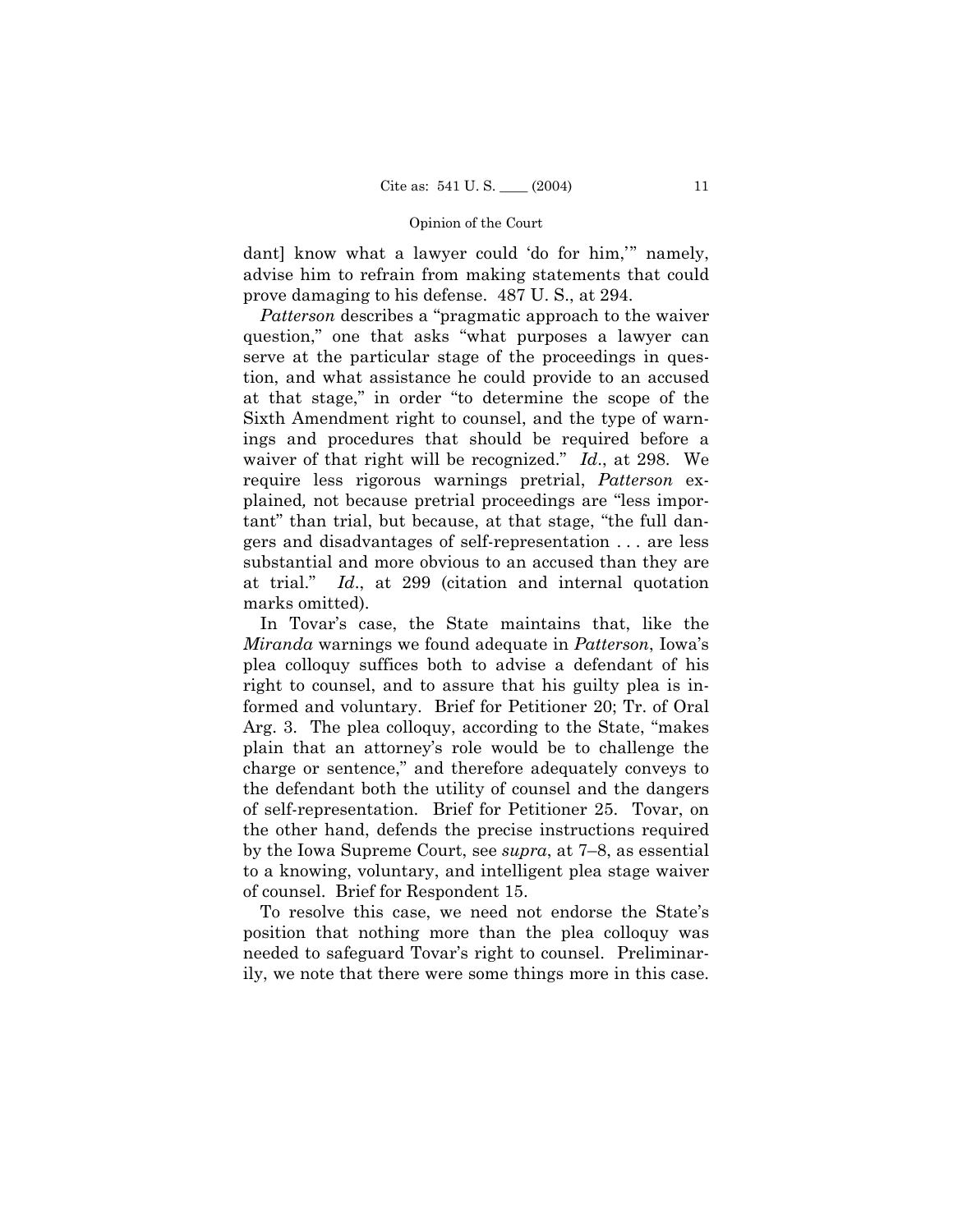dant] know what a lawyer could 'do for him,'" namely, advise him to refrain from making statements that could prove damaging to his defense. 487 U. S., at 294.

*Patterson* describes a "pragmatic approach to the waiver question," one that asks "what purposes a lawyer can serve at the particular stage of the proceedings in question, and what assistance he could provide to an accused at that stage," in order "to determine the scope of the Sixth Amendment right to counsel, and the type of warnings and procedures that should be required before a waiver of that right will be recognized." *Id*., at 298. We require less rigorous warnings pretrial, *Patterson* explained, not because pretrial proceedings are "less important" than trial, but because, at that stage, "the full dangers and disadvantages of self-representation . . . are less substantial and more obvious to an accused than they are at trial." *Id*., at 299 (citation and internal quotation marks omitted).

In Tovar's case, the State maintains that, like the *Miranda* warnings we found adequate in *Patterson*, Iowa's plea colloquy suffices both to advise a defendant of his right to counsel, and to assure that his guilty plea is informed and voluntary. Brief for Petitioner 20; Tr. of Oral Arg. 3. The plea colloquy, according to the State, "makes plain that an attorney's role would be to challenge the charge or sentence," and therefore adequately conveys to the defendant both the utility of counsel and the dangers of self-representation. Brief for Petitioner 25. Tovar, on the other hand, defends the precise instructions required by the Iowa Supreme Court, see *supra*, at 7–8, as essential to a knowing, voluntary, and intelligent plea stage waiver of counsel. Brief for Respondent 15.

To resolve this case, we need not endorse the State's position that nothing more than the plea colloquy was needed to safeguard Tovar's right to counsel. Preliminarily, we note that there were some things more in this case.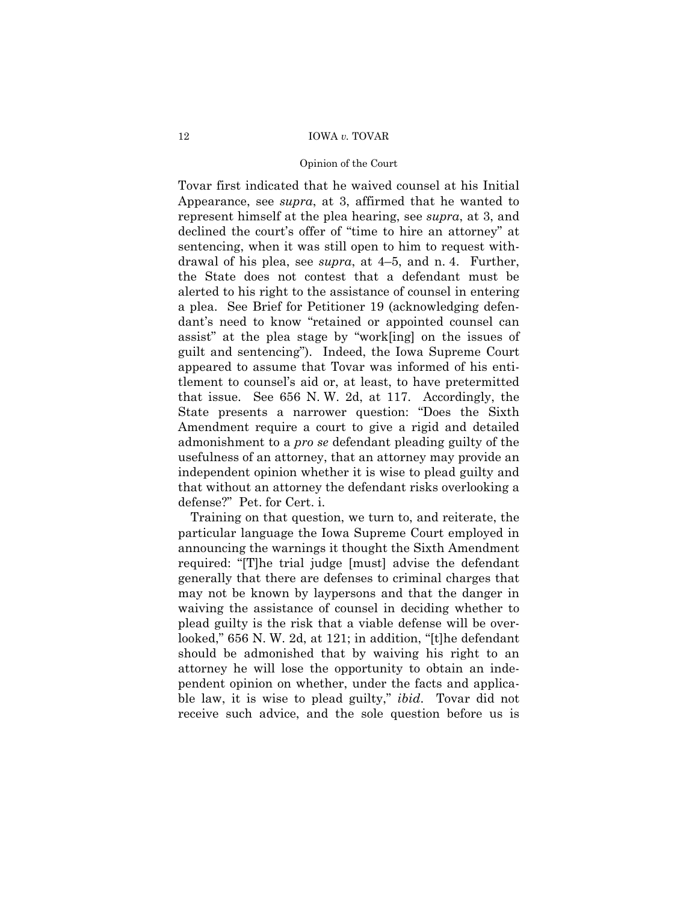Tovar first indicated that he waived counsel at his Initial Appearance, see *supra*, at 3, affirmed that he wanted to represent himself at the plea hearing, see *supra*, at 3, and declined the court's offer of "time to hire an attorney" at sentencing, when it was still open to him to request withdrawal of his plea, see *supra*, at 4–5, and n. 4. Further, the State does not contest that a defendant must be alerted to his right to the assistance of counsel in entering a plea. See Brief for Petitioner 19 (acknowledging defendant's need to know "retained or appointed counsel can assist" at the plea stage by "work[ing] on the issues of guilt and sentencing"). Indeed, the Iowa Supreme Court appeared to assume that Tovar was informed of his entitlement to counsel's aid or, at least, to have pretermitted that issue. See 656 N. W. 2d, at 117. Accordingly, the State presents a narrower question: "Does the Sixth Amendment require a court to give a rigid and detailed admonishment to a *pro se* defendant pleading guilty of the usefulness of an attorney, that an attorney may provide an independent opinion whether it is wise to plead guilty and that without an attorney the defendant risks overlooking a defense?" Pet. for Cert. i.

Training on that question, we turn to, and reiterate, the particular language the Iowa Supreme Court employed in announcing the warnings it thought the Sixth Amendment required: "[T]he trial judge [must] advise the defendant generally that there are defenses to criminal charges that may not be known by laypersons and that the danger in waiving the assistance of counsel in deciding whether to plead guilty is the risk that a viable defense will be overlooked," 656 N. W. 2d, at 121; in addition, "[t]he defendant should be admonished that by waiving his right to an attorney he will lose the opportunity to obtain an independent opinion on whether, under the facts and applicable law, it is wise to plead guilty," *ibid*. Tovar did not receive such advice, and the sole question before us is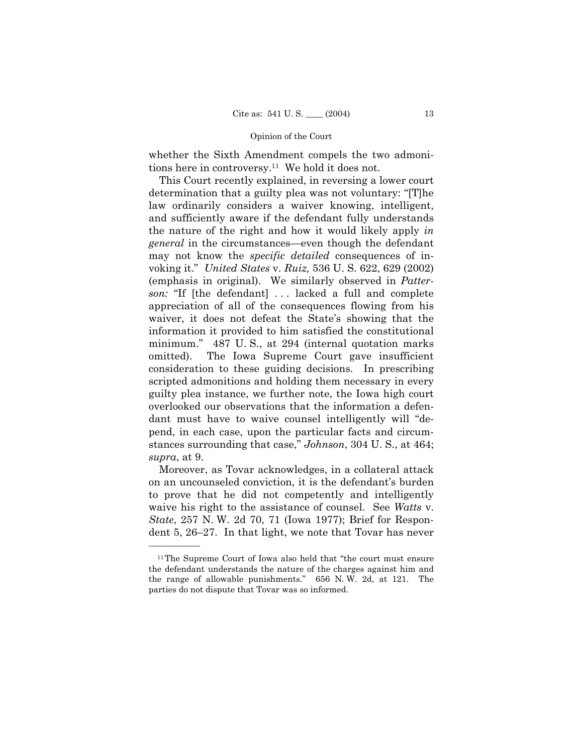whether the Sixth Amendment compels the two admonitions here in controversy.[11] We hold it does not.

This Court recently explained, in reversing a lower court determination that a guilty plea was not voluntary: "[T]he law ordinarily considers a waiver knowing, intelligent, and sufficiently aware if the defendant fully understands the nature of the right and how it would likely apply *in general* in the circumstances—even though the defendant may not know the *specific detailed* consequences of invoking it." *United States* v. *Ruiz,* 536 U. S. 622, 629 (2002) (emphasis in original). We similarly observed in *Patterson:* "If [the defendant] . . . lacked a full and complete appreciation of all of the consequences flowing from his waiver, it does not defeat the State's showing that the information it provided to him satisfied the constitutional minimum." 487 U. S., at 294 (internal quotation marks omitted). The Iowa Supreme Court gave insufficient consideration to these guiding decisions. In prescribing scripted admonitions and holding them necessary in every guilty plea instance, we further note, the Iowa high court overlooked our observations that the information a defendant must have to waive counsel intelligently will "depend, in each case, upon the particular facts and circumstances surrounding that case," *Johnson*, 304 U. S., at 464; *supra*, at 9.

Moreover, as Tovar acknowledges, in a collateral attack on an uncounseled conviction, it is the defendant's burden to prove that he did not competently and intelligently waive his right to the assistance of counsel. See *Watts* v. *State*, 257 N. W. 2d 70, 71 (Iowa 1977); Brief for Respondent 5, 26–27. In that light, we note that Tovar has never

---

[11] The Supreme Court of Iowa also held that "the court must ensure the defendant understands the nature of the charges against him and the range of allowable punishments." 656 N. W. 2d, at 121. The parties do not dispute that Tovar was so informed.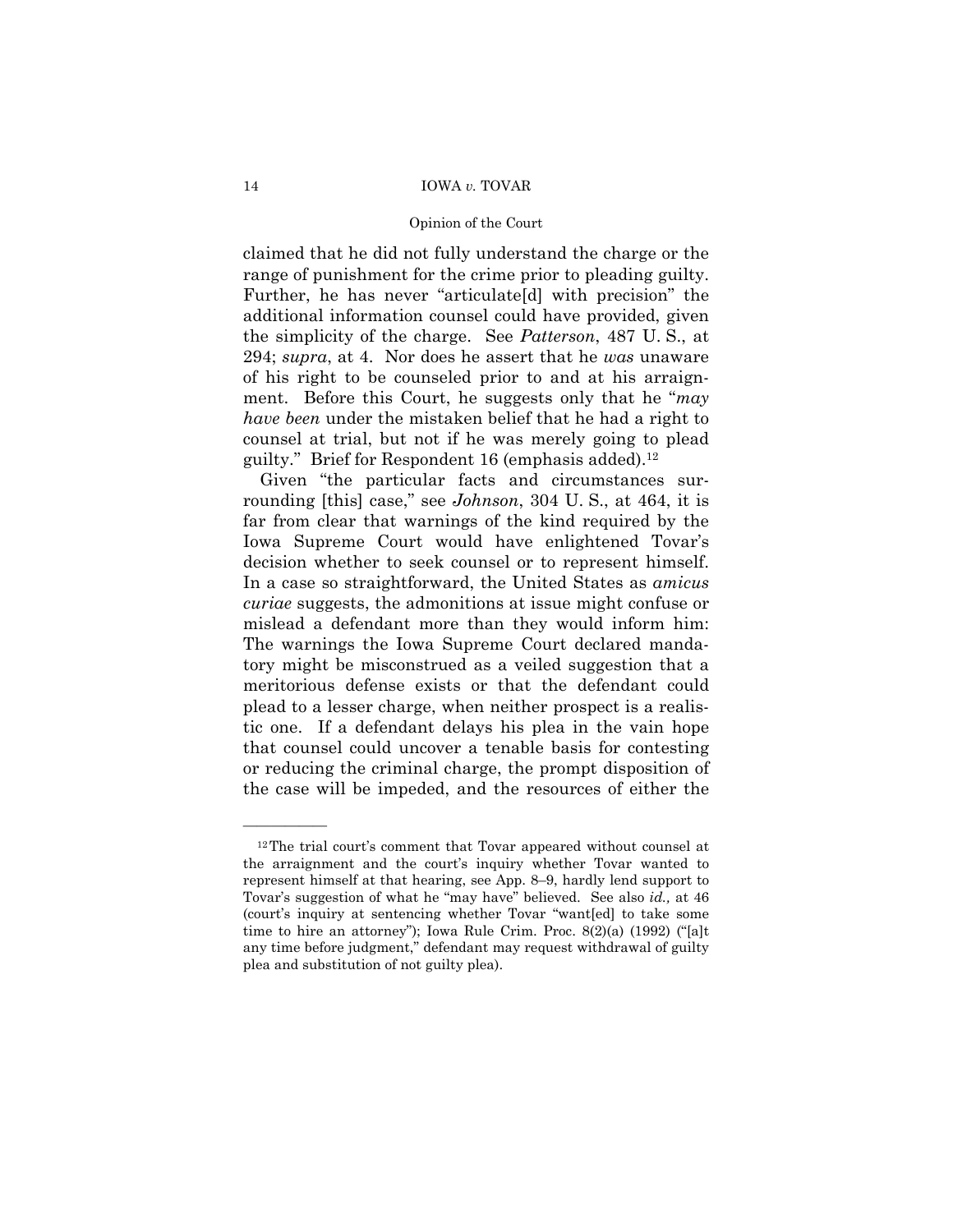claimed that he did not fully understand the charge or the range of punishment for the crime prior to pleading guilty. Further, he has never "articulate[d] with precision" the additional information counsel could have provided, given the simplicity of the charge. See *Patterson*, 487 U. S., at 294; *supra*, at 4. Nor does he assert that he *was* unaware of his right to be counseled prior to and at his arraignment. Before this Court, he suggests only that he "*may have been* under the mistaken belief that he had a right to counsel at trial, but not if he was merely going to plead guilty." Brief for Respondent 16 (emphasis added).[12]

Given "the particular facts and circumstances surrounding [this] case," see *Johnson*, 304 U. S., at 464, it is far from clear that warnings of the kind required by the Iowa Supreme Court would have enlightened Tovar's decision whether to seek counsel or to represent himself. In a case so straightforward, the United States as *amicus curiae* suggests, the admonitions at issue might confuse or mislead a defendant more than they would inform him: The warnings the Iowa Supreme Court declared mandatory might be misconstrued as a veiled suggestion that a meritorious defense exists or that the defendant could plead to a lesser charge, when neither prospect is a realistic one. If a defendant delays his plea in the vain hope that counsel could uncover a tenable basis for contesting or reducing the criminal charge, the prompt disposition of the case will be impeded, and the resources of either the

---

[12] The trial court's comment that Tovar appeared without counsel at the arraignment and the court's inquiry whether Tovar wanted to represent himself at that hearing, see App. 8–9, hardly lend support to Tovar's suggestion of what he "may have" believed. See also *id.,* at 46 (court's inquiry at sentencing whether Tovar "want[ed] to take some time to hire an attorney"); Iowa Rule Crim. Proc. 8(2)(a) (1992) ("[a]t any time before judgment," defendant may request withdrawal of guilty plea and substitution of not guilty plea).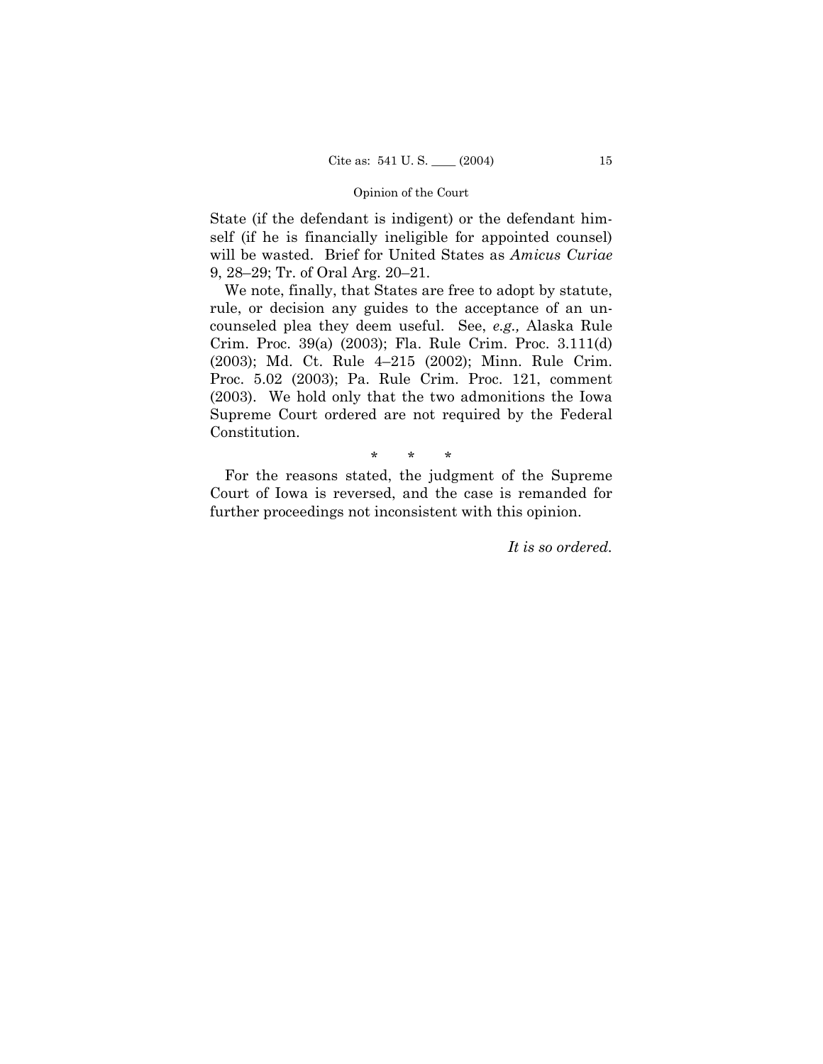State (if the defendant is indigent) or the defendant himself (if he is financially ineligible for appointed counsel) will be wasted. Brief for United States as *Amicus Curiae* 9, 28–29; Tr. of Oral Arg. 20–21.

We note, finally, that States are free to adopt by statute, rule, or decision any guides to the acceptance of an uncounseled plea they deem useful. See, *e.g.,* Alaska Rule Crim. Proc. 39(a) (2003); Fla. Rule Crim. Proc. 3.111(d) (2003); Md. Ct. Rule 4–215 (2002); Minn. Rule Crim. Proc. 5.02 (2003); Pa. Rule Crim. Proc. 121, comment (2003). We hold only that the two admonitions the Iowa Supreme Court ordered are not required by the Federal Constitution.

\* \* \*

For the reasons stated, the judgment of the Supreme Court of Iowa is reversed, and the case is remanded for further proceedings not inconsistent with this opinion.

*It is so ordered.*